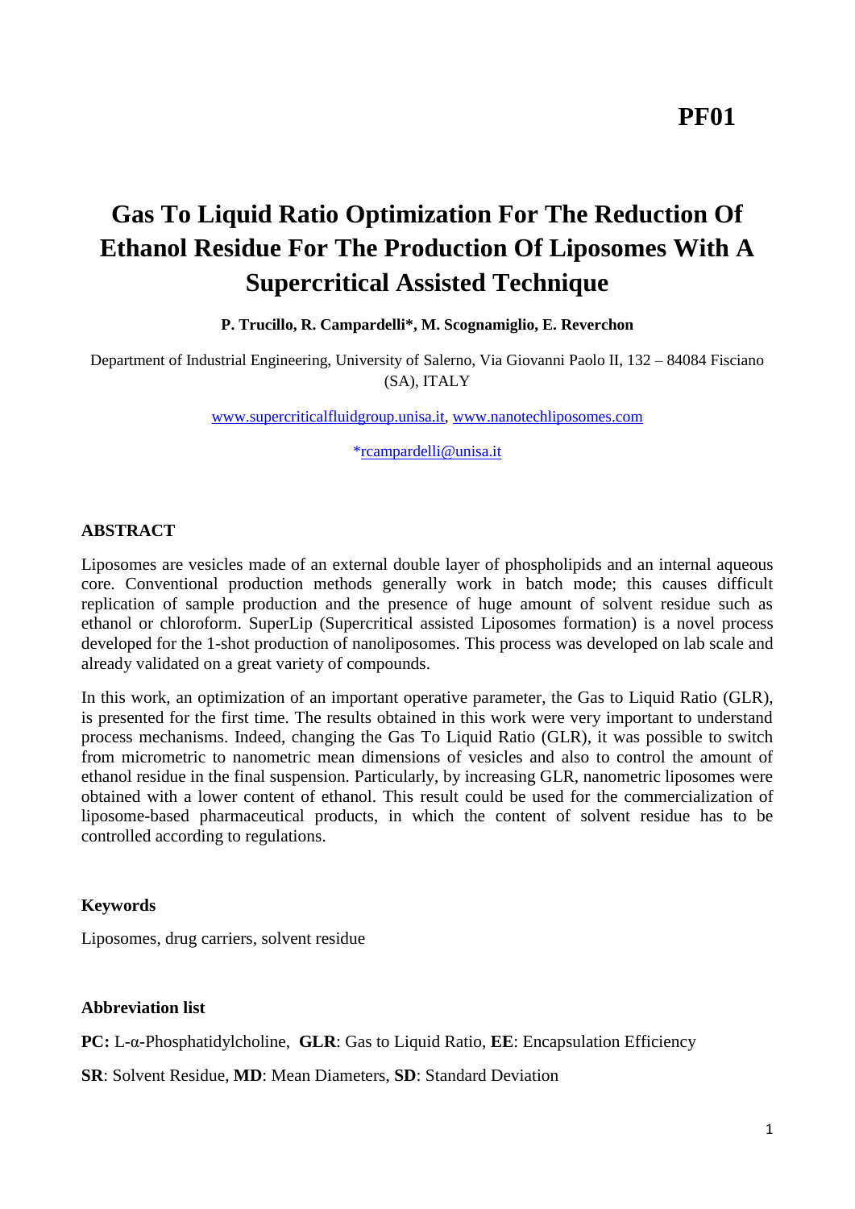**PF01**

# Gas To Liquid Ratio Optimization For The Reduction Of Ethanol Residue For The Production Of Liposomes With A Supercritical Assisted Technique

**P. Trucillo, R. Campardelli\*, M. Scognamiglio, E. Reverchon**

Department of Industrial Engineering, University of Salerno, Via Giovanni Paolo II, 132 – 84084 Fisciano (SA), ITALY

www.supercriticalfluidgroup.unisa.it, www.nanotechliposomes.com

\*rcampardelli@unisa.it

## ABSTRACT

Liposomes are vesicles made of an external double layer of phospholipids and an internal aqueous core. Conventional production methods generally work in batch mode; this causes difficult replication of sample production and the presence of huge amount of solvent residue such as ethanol or chloroform. SuperLip (Supercritical assisted Liposomes formation) is a novel process developed for the 1-shot production of nanoliposomes. This process was developed on lab scale and already validated on a great variety of compounds.

In this work, an optimization of an important operative parameter, the Gas to Liquid Ratio (GLR), is presented for the first time. The results obtained in this work were very important to understand process mechanisms. Indeed, changing the Gas To Liquid Ratio (GLR), it was possible to switch from micrometric to nanometric mean dimensions of vesicles and also to control the amount of ethanol residue in the final suspension. Particularly, by increasing GLR, nanometric liposomes were obtained with a lower content of ethanol. This result could be used for the commercialization of liposome-based pharmaceutical products, in which the content of solvent residue has to be controlled according to regulations.

### Keywords

Liposomes, drug carriers, solvent residue

### Abbreviation list

**PC:** L-α-Phosphatidylcholine, **GLR**: Gas to Liquid Ratio, **EE**: Encapsulation Efficiency

**SR**: Solvent Residue, **MD**: Mean Diameters, **SD**: Standard Deviation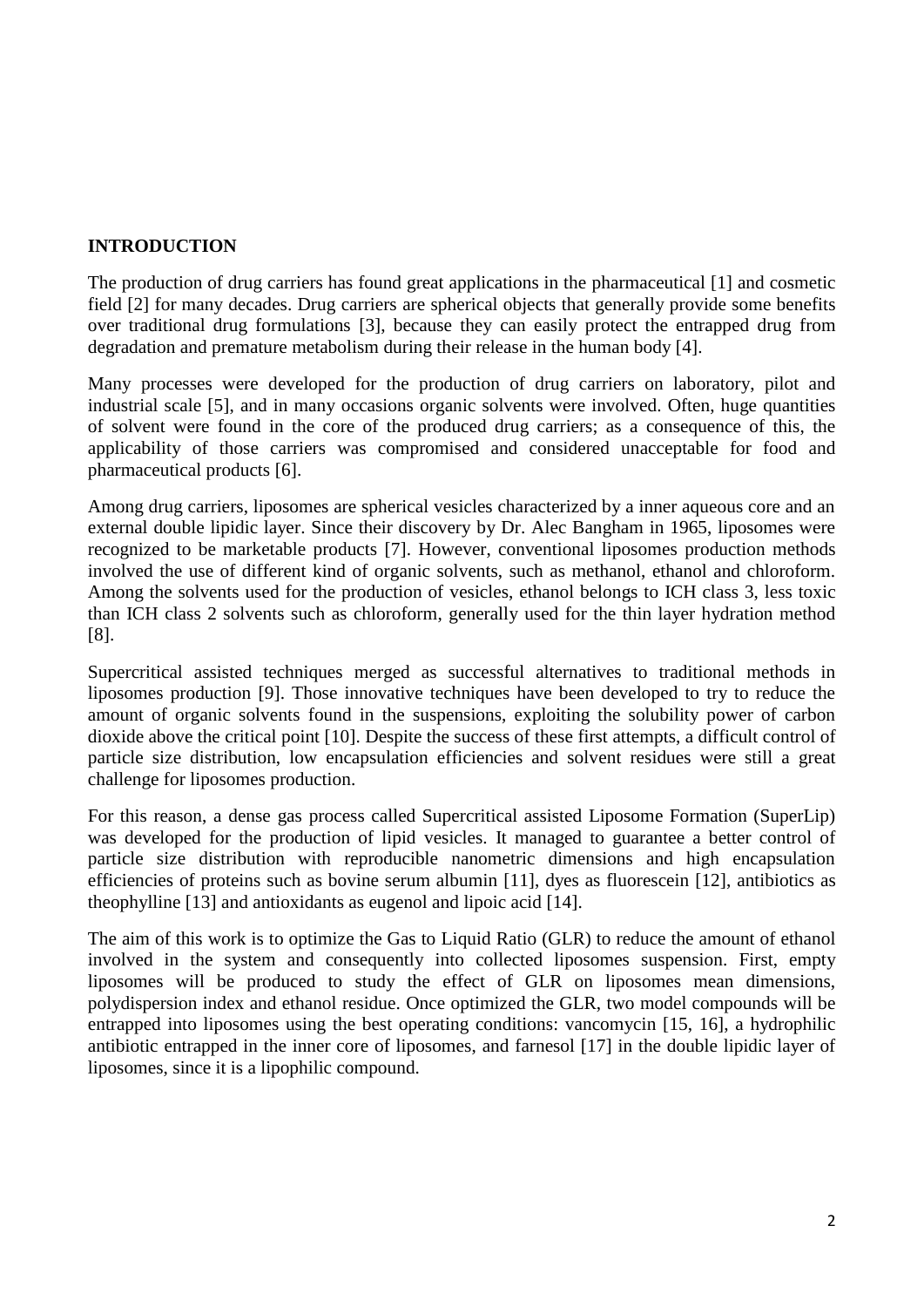## INTRODUCTION

The production of drug carriers has found great applications in the pharmaceutical [1] and cosmetic field [2] for many decades. Drug carriers are spherical objects that generally provide some benefits over traditional drug formulations [3], because they can easily protect the entrapped drug from degradation and premature metabolism during their release in the human body [4].

Many processes were developed for the production of drug carriers on laboratory, pilot and industrial scale [5], and in many occasions organic solvents were involved. Often, huge quantities of solvent were found in the core of the produced drug carriers; as a consequence of this, the applicability of those carriers was compromised and considered unacceptable for food and pharmaceutical products [6].

Among drug carriers, liposomes are spherical vesicles characterized by a inner aqueous core and an external double lipidic layer. Since their discovery by Dr. Alec Bangham in 1965, liposomes were recognized to be marketable products [7]. However, conventional liposomes production methods involved the use of different kind of organic solvents, such as methanol, ethanol and chloroform. Among the solvents used for the production of vesicles, ethanol belongs to ICH class 3, less toxic than ICH class 2 solvents such as chloroform, generally used for the thin layer hydration method [8].

Supercritical assisted techniques merged as successful alternatives to traditional methods in liposomes production [9]. Those innovative techniques have been developed to try to reduce the amount of organic solvents found in the suspensions, exploiting the solubility power of carbon dioxide above the critical point [10]. Despite the success of these first attempts, a difficult control of particle size distribution, low encapsulation efficiencies and solvent residues were still a great challenge for liposomes production.

For this reason, a dense gas process called Supercritical assisted Liposome Formation (SuperLip) was developed for the production of lipid vesicles. It managed to guarantee a better control of particle size distribution with reproducible nanometric dimensions and high encapsulation efficiencies of proteins such as bovine serum albumin [11], dyes as fluorescein [12], antibiotics as theophylline [13] and antioxidants as eugenol and lipoic acid [14].

The aim of this work is to optimize the Gas to Liquid Ratio (GLR) to reduce the amount of ethanol involved in the system and consequently into collected liposomes suspension. First, empty liposomes will be produced to study the effect of GLR on liposomes mean dimensions, polydispersion index and ethanol residue. Once optimized the GLR, two model compounds will be entrapped into liposomes using the best operating conditions: vancomycin [15, 16], a hydrophilic antibiotic entrapped in the inner core of liposomes, and farnesol [17] in the double lipidic layer of liposomes, since it is a lipophilic compound.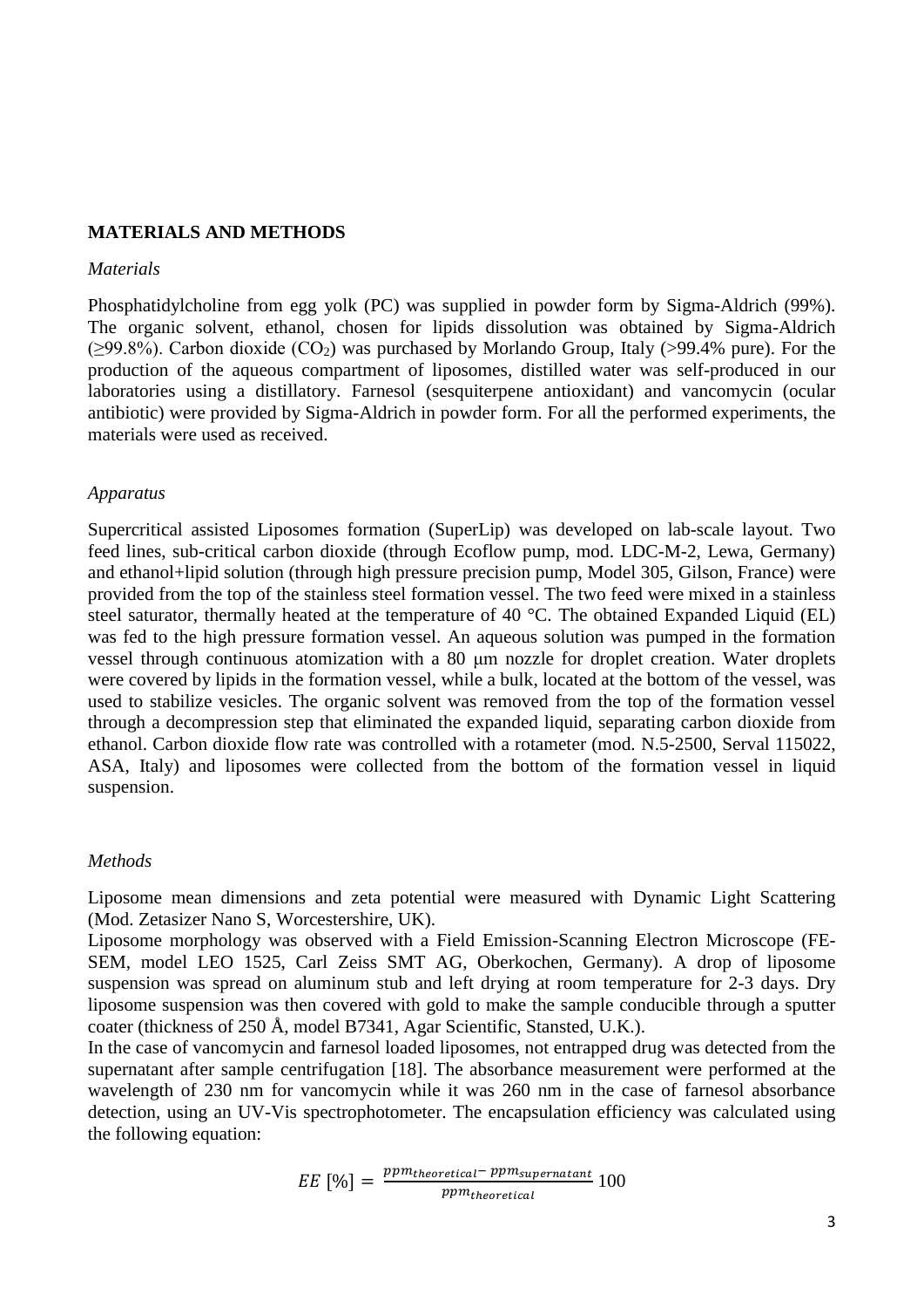## MATERIALS AND METHODS

### *Materials*

Phosphatidylcholine from egg yolk (PC) was supplied in powder form by Sigma-Aldrich (99%). The organic solvent, ethanol, chosen for lipids dissolution was obtained by Sigma-Aldrich (≥99.8%). Carbon dioxide ($CO_2$) was purchased by Morlando Group, Italy (>99.4% pure). For the production of the aqueous compartment of liposomes, distilled water was self-produced in our laboratories using a distillatory. Farnesol (sesquiterpene antioxidant) and vancomycin (ocular antibiotic) were provided by Sigma-Aldrich in powder form. For all the performed experiments, the materials were used as received.

### *Apparatus*

Supercritical assisted Liposomes formation (SuperLip) was developed on lab-scale layout. Two feed lines, sub-critical carbon dioxide (through Ecoflow pump, mod. LDC-M-2, Lewa, Germany) and ethanol+lipid solution (through high pressure precision pump, Model 305, Gilson, France) were provided from the top of the stainless steel formation vessel. The two feed were mixed in a stainless steel saturator, thermally heated at the temperature of 40 °C. The obtained Expanded Liquid (EL) was fed to the high pressure formation vessel. An aqueous solution was pumped in the formation vessel through continuous atomization with a 80 μm nozzle for droplet creation. Water droplets were covered by lipids in the formation vessel, while a bulk, located at the bottom of the vessel, was used to stabilize vesicles. The organic solvent was removed from the top of the formation vessel through a decompression step that eliminated the expanded liquid, separating carbon dioxide from ethanol. Carbon dioxide flow rate was controlled with a rotameter (mod. N.5-2500, Serval 115022, ASA, Italy) and liposomes were collected from the bottom of the formation vessel in liquid suspension.

### *Methods*

Liposome mean dimensions and zeta potential were measured with Dynamic Light Scattering (Mod. Zetasizer Nano S, Worcestershire, UK).

Liposome morphology was observed with a Field Emission-Scanning Electron Microscope (FE-SEM, model LEO 1525, Carl Zeiss SMT AG, Oberkochen, Germany). A drop of liposome suspension was spread on aluminum stub and left drying at room temperature for 2-3 days. Dry liposome suspension was then covered with gold to make the sample conducible through a sputter coater (thickness of 250 Å, model B7341, Agar Scientific, Stansted, U.K.).

In the case of vancomycin and farnesol loaded liposomes, not entrapped drug was detected from the supernatant after sample centrifugation [18]. The absorbance measurement were performed at the wavelength of 230 nm for vancomycin while it was 260 nm in the case of farnesol absorbance detection, using an UV-Vis spectrophotometer. The encapsulation efficiency was calculated using the following equation:

$$EE\ [\%] = \frac{ppm_{theoretical} - ppm_{supernatant}}{ppm_{theoretical}} 100$$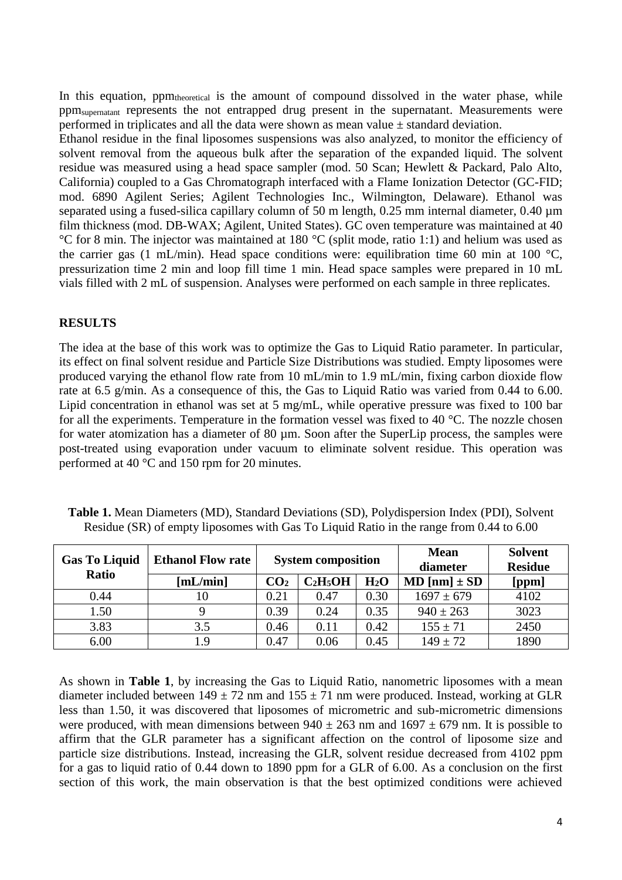In this equation, $ppm_{theoretical}$ is the amount of compound dissolved in the water phase, while $ppm_{supernatant}$ represents the not entrapped drug present in the supernatant. Measurements were performed in triplicates and all the data were shown as mean value ± standard deviation.

Ethanol residue in the final liposomes suspensions was also analyzed, to monitor the efficiency of solvent removal from the aqueous bulk after the separation of the expanded liquid. The solvent residue was measured using a head space sampler (mod. 50 Scan; Hewlett & Packard, Palo Alto, California) coupled to a Gas Chromatograph interfaced with a Flame Ionization Detector (GC-FID; mod. 6890 Agilent Series; Agilent Technologies Inc., Wilmington, Delaware). Ethanol was separated using a fused-silica capillary column of 50 m length, 0.25 mm internal diameter, 0.40 µm film thickness (mod. DB-WAX; Agilent, United States). GC oven temperature was maintained at 40 °C for 8 min. The injector was maintained at 180 °C (split mode, ratio 1:1) and helium was used as the carrier gas (1 mL/min). Head space conditions were: equilibration time 60 min at 100 °C, pressurization time 2 min and loop fill time 1 min. Head space samples were prepared in 10 mL vials filled with 2 mL of suspension. Analyses were performed on each sample in three replicates.

## RESULTS

The idea at the base of this work was to optimize the Gas to Liquid Ratio parameter. In particular, its effect on final solvent residue and Particle Size Distributions was studied. Empty liposomes were produced varying the ethanol flow rate from 10 mL/min to 1.9 mL/min, fixing carbon dioxide flow rate at 6.5 g/min. As a consequence of this, the Gas to Liquid Ratio was varied from 0.44 to 6.00. Lipid concentration in ethanol was set at 5 mg/mL, while operative pressure was fixed to 100 bar for all the experiments. Temperature in the formation vessel was fixed to 40 °C. The nozzle chosen for water atomization has a diameter of 80 µm. Soon after the SuperLip process, the samples were post-treated using evaporation under vacuum to eliminate solvent residue. This operation was performed at 40 °C and 150 rpm for 20 minutes.

**Table 1.** Mean Diameters (MD), Standard Deviations (SD), Polydispersion Index (PDI), Solvent Residue (SR) of empty liposomes with Gas To Liquid Ratio in the range from 0.44 to 6.00

| Gas To Liquid Ratio | Ethanol Flow rate | System composition | | | Mean diameter | Solvent Residue |
|---|---|---|---|---|---|---|
| | [mL/min] | $CO_2$ | $C_2H_5OH$ | $H_2O$ | MD [nm] ± SD | [ppm] |
| 0.44 | 10 | 0.21 | 0.47 | 0.30 | 1697 ± 679 | 4102 |
| 1.50 | 9 | 0.39 | 0.24 | 0.35 | 940 ± 263 | 3023 |
| 3.83 | 3.5 | 0.46 | 0.11 | 0.42 | 155 ± 71 | 2450 |
| 6.00 | 1.9 | 0.47 | 0.06 | 0.45 | 149 ± 72 | 1890 |

As shown in **Table 1**, by increasing the Gas to Liquid Ratio, nanometric liposomes with a mean diameter included between 149 ± 72 nm and 155 ± 71 nm were produced. Instead, working at GLR less than 1.50, it was discovered that liposomes of micrometric and sub-micrometric dimensions were produced, with mean dimensions between 940 ± 263 nm and 1697 ± 679 nm. It is possible to affirm that the GLR parameter has a significant affection on the control of liposome size and particle size distributions. Instead, increasing the GLR, solvent residue decreased from 4102 ppm for a gas to liquid ratio of 0.44 down to 1890 ppm for a GLR of 6.00. As a conclusion on the first section of this work, the main observation is that the best optimized conditions were achieved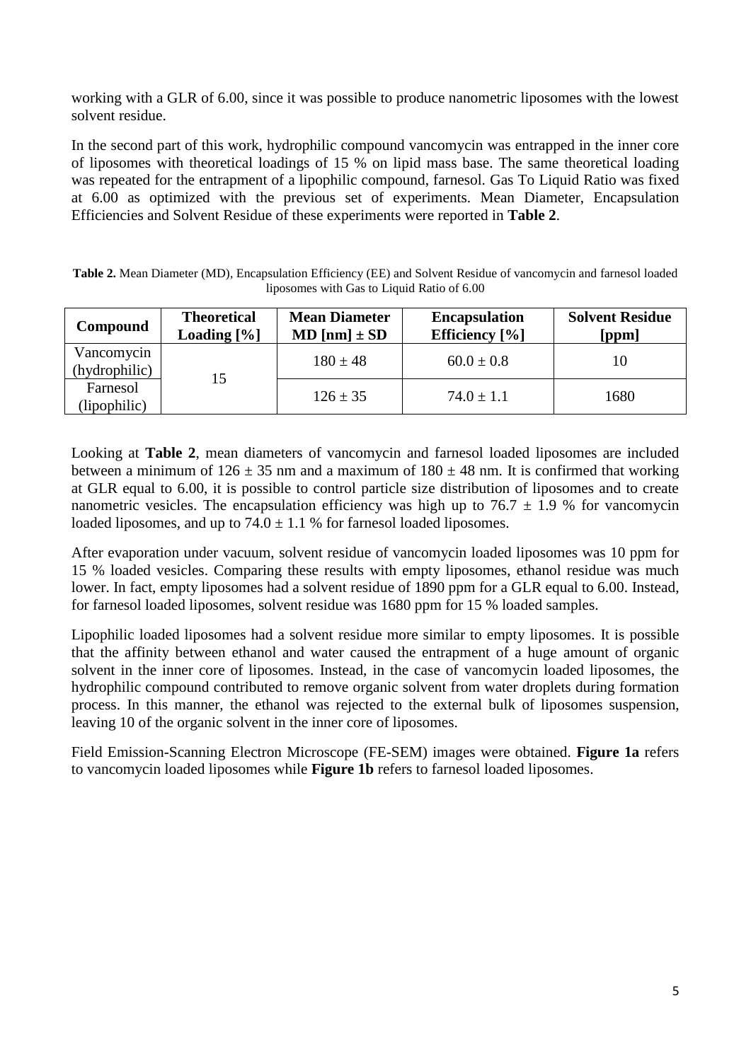working with a GLR of 6.00, since it was possible to produce nanometric liposomes with the lowest solvent residue.

In the second part of this work, hydrophilic compound vancomycin was entrapped in the inner core of liposomes with theoretical loadings of 15 % on lipid mass base. The same theoretical loading was repeated for the entrapment of a lipophilic compound, farnesol. Gas To Liquid Ratio was fixed at 6.00 as optimized with the previous set of experiments. Mean Diameter, Encapsulation Efficiencies and Solvent Residue of these experiments were reported in **Table 2**.

**Table 2.** Mean Diameter (MD), Encapsulation Efficiency (EE) and Solvent Residue of vancomycin and farnesol loaded liposomes with Gas to Liquid Ratio of 6.00

| Compound | Theoretical Loading [%] | Mean Diameter MD [nm] ± SD | Encapsulation Efficiency [%] | Solvent Residue [ppm] |
|---|---|---|---|---|
| Vancomycin (hydrophilic) | 15 | 180 ± 48 | 60.0 ± 0.8 | 10 |
| Farnesol (lipophilic) | | 126 ± 35 | 74.0 ± 1.1 | 1680 |

Looking at **Table 2**, mean diameters of vancomycin and farnesol loaded liposomes are included between a minimum of 126 ± 35 nm and a maximum of 180 ± 48 nm. It is confirmed that working at GLR equal to 6.00, it is possible to control particle size distribution of liposomes and to create nanometric vesicles. The encapsulation efficiency was high up to 76.7 ± 1.9 % for vancomycin loaded liposomes, and up to 74.0 ± 1.1 % for farnesol loaded liposomes.

After evaporation under vacuum, solvent residue of vancomycin loaded liposomes was 10 ppm for 15 % loaded vesicles. Comparing these results with empty liposomes, ethanol residue was much lower. In fact, empty liposomes had a solvent residue of 1890 ppm for a GLR equal to 6.00. Instead, for farnesol loaded liposomes, solvent residue was 1680 ppm for 15 % loaded samples.

Lipophilic loaded liposomes had a solvent residue more similar to empty liposomes. It is possible that the affinity between ethanol and water caused the entrapment of a huge amount of organic solvent in the inner core of liposomes. Instead, in the case of vancomycin loaded liposomes, the hydrophilic compound contributed to remove organic solvent from water droplets during formation process. In this manner, the ethanol was rejected to the external bulk of liposomes suspension, leaving 10 of the organic solvent in the inner core of liposomes.

Field Emission-Scanning Electron Microscope (FE-SEM) images were obtained. **Figure 1a** refers to vancomycin loaded liposomes while **Figure 1b** refers to farnesol loaded liposomes.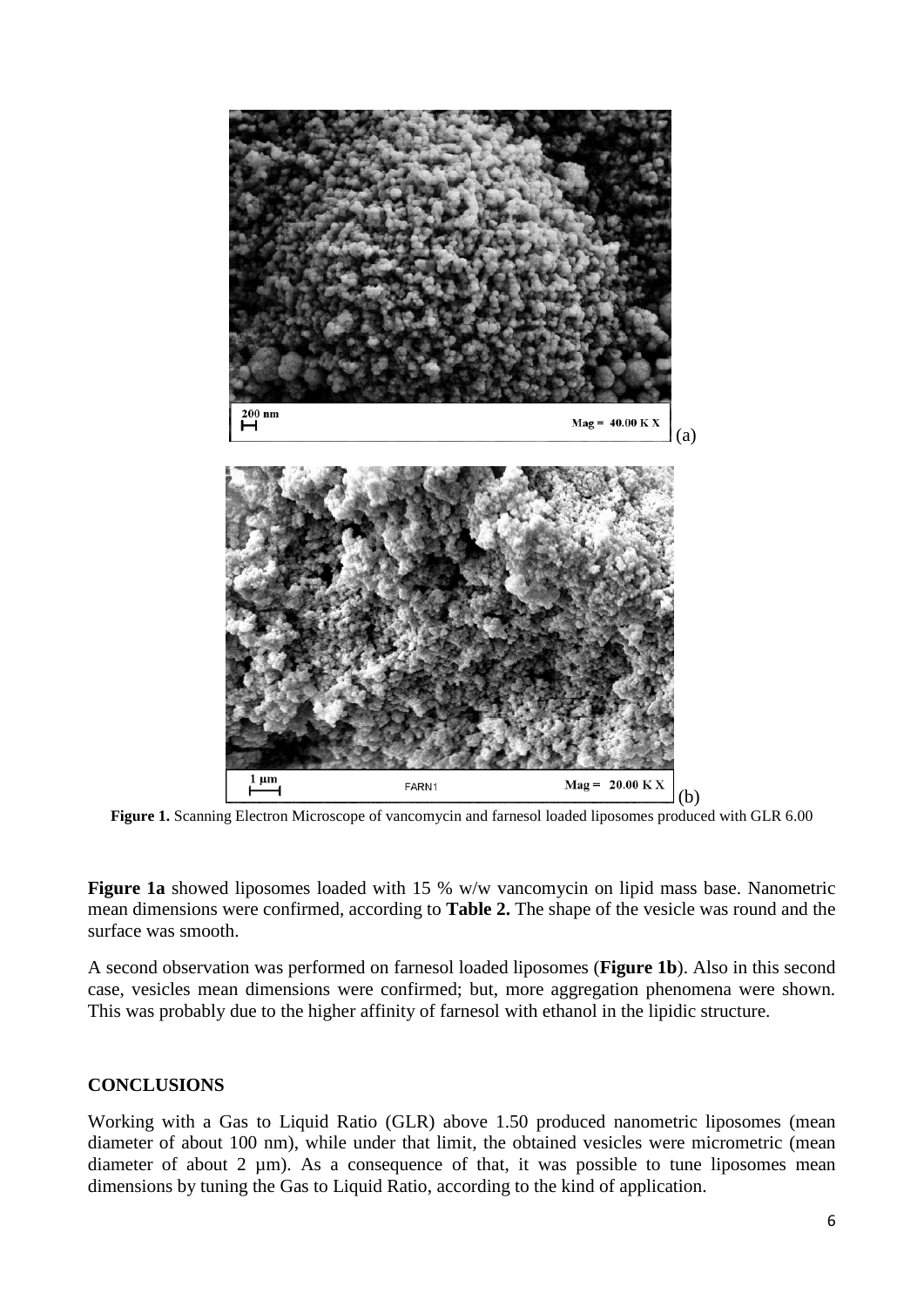**Figure 1.** Scanning Electron Microscope of vancomycin and farnesol loaded liposomes produced with GLR 6.00

**Figure 1a** showed liposomes loaded with 15 % w/w vancomycin on lipid mass base. Nanometric mean dimensions were confirmed, according to **Table 2.** The shape of the vesicle was round and the surface was smooth.

A second observation was performed on farnesol loaded liposomes (**Figure 1b**). Also in this second case, vesicles mean dimensions were confirmed; but, more aggregation phenomena were shown. This was probably due to the higher affinity of farnesol with ethanol in the lipidic structure.

## CONCLUSIONS

Working with a Gas to Liquid Ratio (GLR) above 1.50 produced nanometric liposomes (mean diameter of about 100 nm), while under that limit, the obtained vesicles were micrometric (mean diameter of about 2 µm). As a consequence of that, it was possible to tune liposomes mean dimensions by tuning the Gas to Liquid Ratio, according to the kind of application.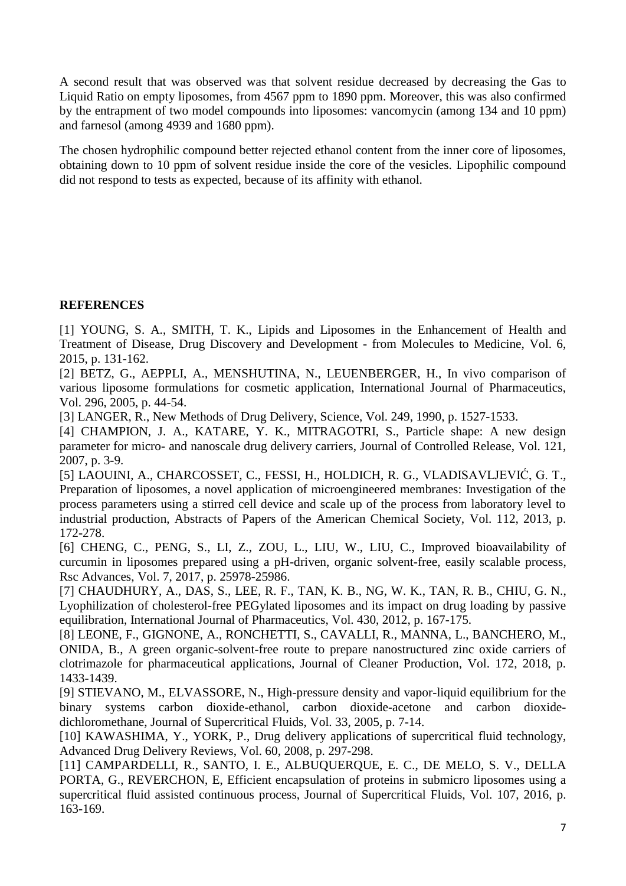A second result that was observed was that solvent residue decreased by decreasing the Gas to Liquid Ratio on empty liposomes, from 4567 ppm to 1890 ppm. Moreover, this was also confirmed by the entrapment of two model compounds into liposomes: vancomycin (among 134 and 10 ppm) and farnesol (among 4939 and 1680 ppm).

The chosen hydrophilic compound better rejected ethanol content from the inner core of liposomes, obtaining down to 10 ppm of solvent residue inside the core of the vesicles. Lipophilic compound did not respond to tests as expected, because of its affinity with ethanol.

## REFERENCES

[1] YOUNG, S. A., SMITH, T. K., Lipids and Liposomes in the Enhancement of Health and Treatment of Disease, Drug Discovery and Development - from Molecules to Medicine, Vol. 6, 2015, p. 131-162.

[2] BETZ, G., AEPPLI, A., MENSHUTINA, N., LEUENBERGER, H., In vivo comparison of various liposome formulations for cosmetic application, International Journal of Pharmaceutics, Vol. 296, 2005, p. 44-54.

[3] LANGER, R., New Methods of Drug Delivery, Science, Vol. 249, 1990, p. 1527-1533.

[4] CHAMPION, J. A., KATARE, Y. K., MITRAGOTRI, S., Particle shape: A new design parameter for micro- and nanoscale drug delivery carriers, Journal of Controlled Release, Vol. 121, 2007, p. 3-9.

[5] LAOUINI, A., CHARCOSSET, C., FESSI, H., HOLDICH, R. G., VLADISAVLJEVIĆ, G. T., Preparation of liposomes, a novel application of microengineered membranes: Investigation of the process parameters using a stirred cell device and scale up of the process from laboratory level to industrial production, Abstracts of Papers of the American Chemical Society, Vol. 112, 2013, p. 172-278.

[6] CHENG, C., PENG, S., LI, Z., ZOU, L., LIU, W., LIU, C., Improved bioavailability of curcumin in liposomes prepared using a pH-driven, organic solvent-free, easily scalable process, Rsc Advances, Vol. 7, 2017, p. 25978-25986.

[7] CHAUDHURY, A., DAS, S., LEE, R. F., TAN, K. B., NG, W. K., TAN, R. B., CHIU, G. N., Lyophilization of cholesterol-free PEGylated liposomes and its impact on drug loading by passive equilibration, International Journal of Pharmaceutics, Vol. 430, 2012, p. 167-175.

[8] LEONE, F., GIGNONE, A., RONCHETTI, S., CAVALLI, R., MANNA, L., BANCHERO, M., ONIDA, B., A green organic-solvent-free route to prepare nanostructured zinc oxide carriers of clotrimazole for pharmaceutical applications, Journal of Cleaner Production, Vol. 172, 2018, p. 1433-1439.

[9] STIEVANO, M., ELVASSORE, N., High-pressure density and vapor-liquid equilibrium for the binary systems carbon dioxide-ethanol, carbon dioxide-acetone and carbon dioxide-dichloromethane, Journal of Supercritical Fluids, Vol. 33, 2005, p. 7-14.

[10] KAWASHIMA, Y., YORK, P., Drug delivery applications of supercritical fluid technology, Advanced Drug Delivery Reviews, Vol. 60, 2008, p. 297-298.

[11] CAMPARDELLI, R., SANTO, I. E., ALBUQUERQUE, E. C., DE MELO, S. V., DELLA PORTA, G., REVERCHON, E, Efficient encapsulation of proteins in submicro liposomes using a supercritical fluid assisted continuous process, Journal of Supercritical Fluids, Vol. 107, 2016, p. 163-169.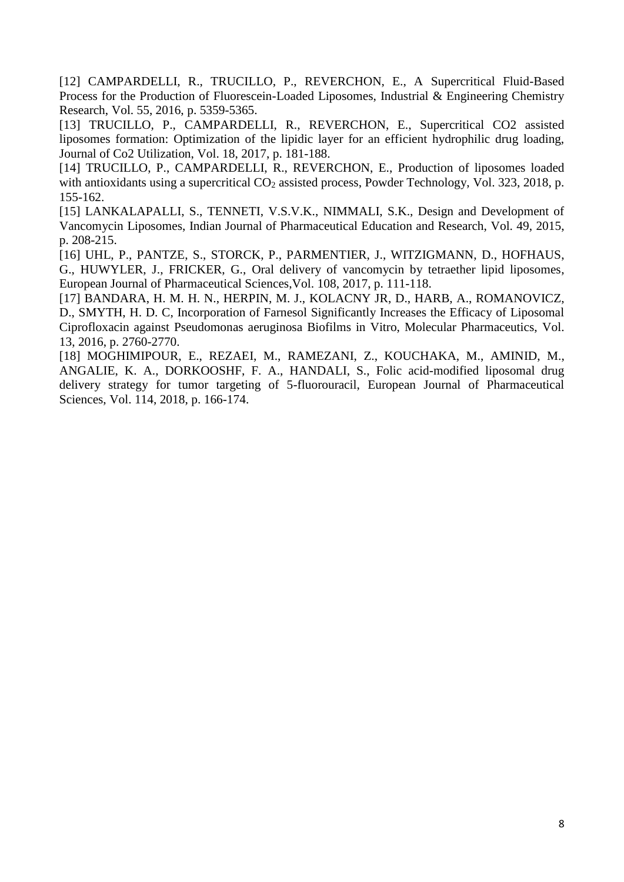[12] CAMPARDELLI, R., TRUCILLO, P., REVERCHON, E., A Supercritical Fluid-Based Process for the Production of Fluorescein-Loaded Liposomes, Industrial & Engineering Chemistry Research, Vol. 55, 2016, p. 5359-5365.

[13] TRUCILLO, P., CAMPARDELLI, R., REVERCHON, E., Supercritical CO2 assisted liposomes formation: Optimization of the lipidic layer for an efficient hydrophilic drug loading, Journal of Co2 Utilization, Vol. 18, 2017, p. 181-188.

[14] TRUCILLO, P., CAMPARDELLI, R., REVERCHON, E., Production of liposomes loaded with antioxidants using a supercritical $CO_2$ assisted process, Powder Technology, Vol. 323, 2018, p. 155-162.

[15] LANKALAPALLI, S., TENNETI, V.S.V.K., NIMMALI, S.K., Design and Development of Vancomycin Liposomes, Indian Journal of Pharmaceutical Education and Research, Vol. 49, 2015, p. 208-215.

[16] UHL, P., PANTZE, S., STORCK, P., PARMENTIER, J., WITZIGMANN, D., HOFHAUS, G., HUWYLER, J., FRICKER, G., Oral delivery of vancomycin by tetraether lipid liposomes, European Journal of Pharmaceutical Sciences,Vol. 108, 2017, p. 111-118.

[17] BANDARA, H. M. H. N., HERPIN, M. J., KOLACNY JR, D., HARB, A., ROMANOVICZ, D., SMYTH, H. D. C, Incorporation of Farnesol Significantly Increases the Efficacy of Liposomal Ciprofloxacin against Pseudomonas aeruginosa Biofilms in Vitro, Molecular Pharmaceutics, Vol. 13, 2016, p. 2760-2770.

[18] MOGHIMIPOUR, E., REZAEI, M., RAMEZANI, Z., KOUCHAKA, M., AMINID, M., ANGALIE, K. A., DORKOOSHF, F. A., HANDALI, S., Folic acid-modified liposomal drug delivery strategy for tumor targeting of 5-fluorouracil, European Journal of Pharmaceutical Sciences, Vol. 114, 2018, p. 166-174.